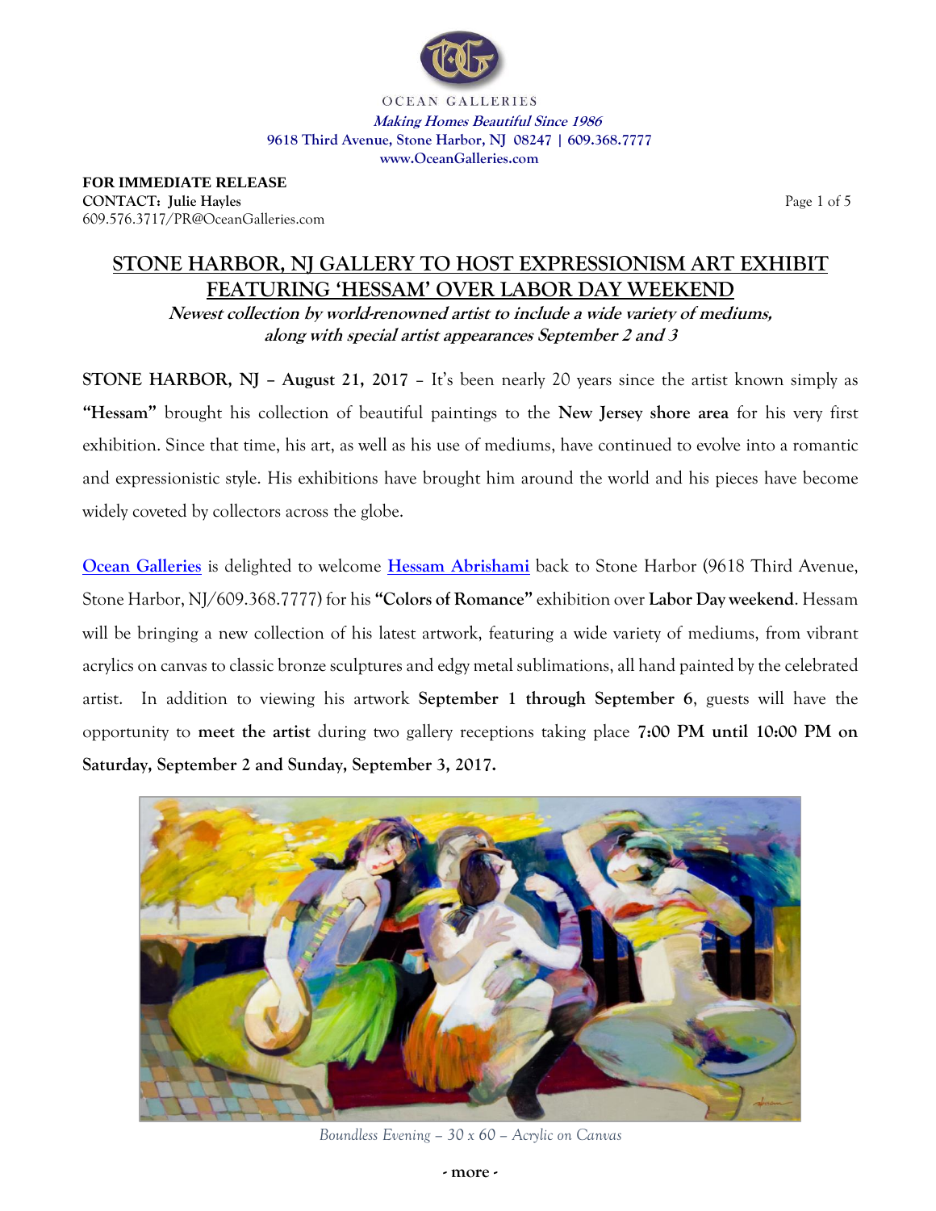OCEAN GALLERIES

***Making Homes Beautiful Since 1986***

**9618 Third Avenue, Stone Harbor, NJ 08247 | 609.368.7777**

**www.OceanGalleries.com**

**FOR IMMEDIATE RELEASE**
**CONTACT: Julie Hayles**
609.576.3717/PR@OceanGalleries.com

# STONE HARBOR, NJ GALLERY TO HOST EXPRESSIONISM ART EXHIBIT FEATURING 'HESSAM' OVER LABOR DAY WEEKEND

***Newest collection by world-renowned artist to include a wide variety of mediums, along with special artist appearances September 2 and 3***

**STONE HARBOR, NJ – August 21, 2017** – It's been nearly 20 years since the artist known simply as **"Hessam"** brought his collection of beautiful paintings to the **New Jersey shore area** for his very first exhibition. Since that time, his art, as well as his use of mediums, have continued to evolve into a romantic and expressionistic style. His exhibitions have brought him around the world and his pieces have become widely coveted by collectors across the globe.

**Ocean Galleries** is delighted to welcome **Hessam Abrishami** back to Stone Harbor (9618 Third Avenue, Stone Harbor, NJ/609.368.7777) for his **"Colors of Romance"** exhibition over **Labor Day weekend**. Hessam will be bringing a new collection of his latest artwork, featuring a wide variety of mediums, from vibrant acrylics on canvas to classic bronze sculptures and edgy metal sublimations, all hand painted by the celebrated artist. In addition to viewing his artwork **September 1 through September 6**, guests will have the opportunity to **meet the artist** during two gallery receptions taking place **7:00 PM until 10:00 PM on Saturday, September 2 and Sunday, September 3, 2017.**

*Boundless Evening – 30 x 60 – Acrylic on Canvas*

**- more -**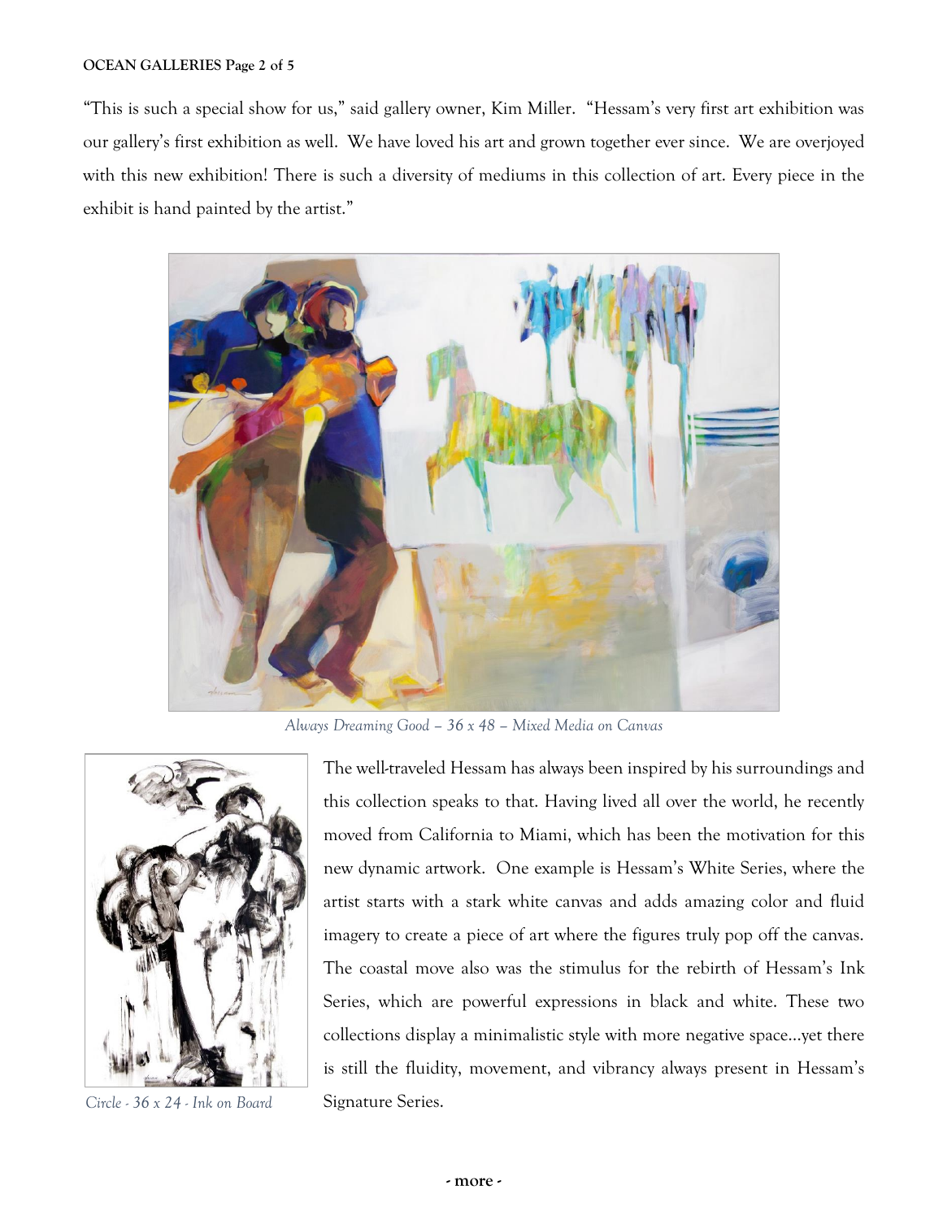"This is such a special show for us," said gallery owner, Kim Miller. "Hessam's very first art exhibition was our gallery's first exhibition as well. We have loved his art and grown together ever since. We are overjoyed with this new exhibition! There is such a diversity of mediums in this collection of art. Every piece in the exhibit is hand painted by the artist."

*Always Dreaming Good – 36 x 48 – Mixed Media on Canvas*

The well-traveled Hessam has always been inspired by his surroundings and this collection speaks to that. Having lived all over the world, he recently moved from California to Miami, which has been the motivation for this new dynamic artwork. One example is Hessam's White Series, where the artist starts with a stark white canvas and adds amazing color and fluid imagery to create a piece of art where the figures truly pop off the canvas. The coastal move also was the stimulus for the rebirth of Hessam's Ink Series, which are powerful expressions in black and white. These two collections display a minimalistic style with more negative space…yet there is still the fluidity, movement, and vibrancy always present in Hessam's Signature Series.

*Circle - 36 x 24 - Ink on Board*

**- more -**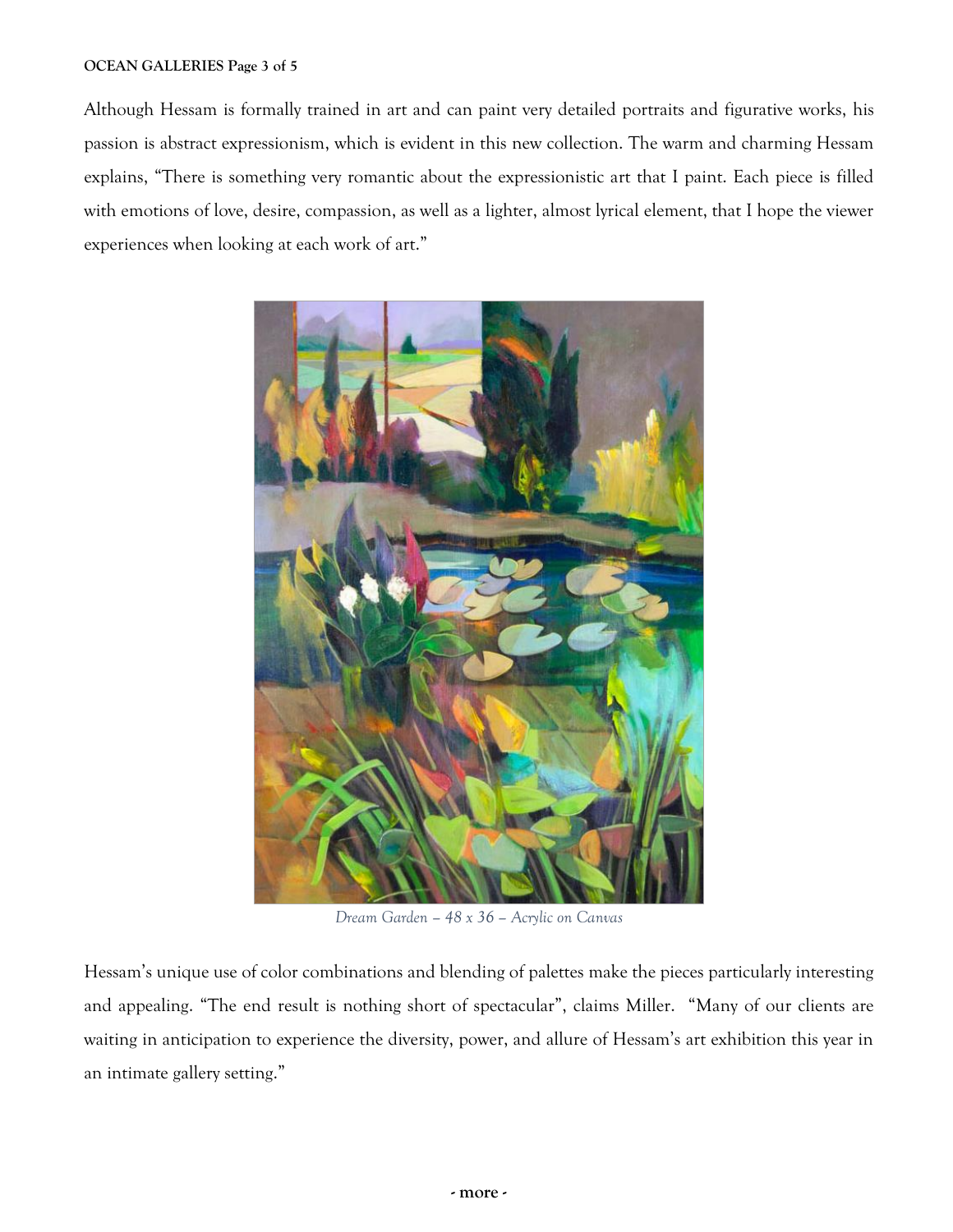Although Hessam is formally trained in art and can paint very detailed portraits and figurative works, his passion is abstract expressionism, which is evident in this new collection. The warm and charming Hessam explains, "There is something very romantic about the expressionistic art that I paint. Each piece is filled with emotions of love, desire, compassion, as well as a lighter, almost lyrical element, that I hope the viewer experiences when looking at each work of art."

*Dream Garden – 48 x 36 – Acrylic on Canvas*

Hessam's unique use of color combinations and blending of palettes make the pieces particularly interesting and appealing. "The end result is nothing short of spectacular", claims Miller. "Many of our clients are waiting in anticipation to experience the diversity, power, and allure of Hessam's art exhibition this year in an intimate gallery setting."

**- more -**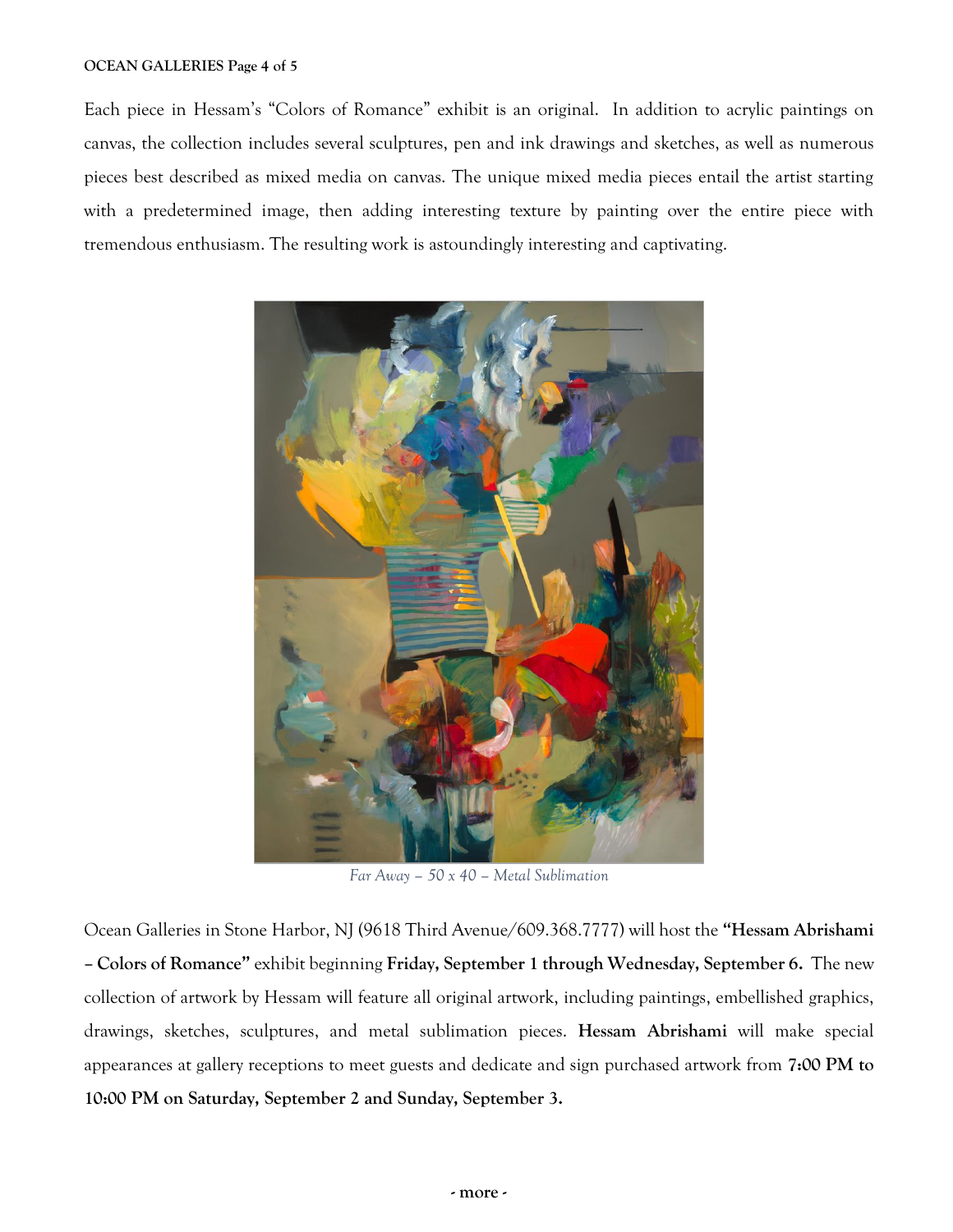Each piece in Hessam's "Colors of Romance" exhibit is an original. In addition to acrylic paintings on canvas, the collection includes several sculptures, pen and ink drawings and sketches, as well as numerous pieces best described as mixed media on canvas. The unique mixed media pieces entail the artist starting with a predetermined image, then adding interesting texture by painting over the entire piece with tremendous enthusiasm. The resulting work is astoundingly interesting and captivating.

*Far Away – 50 x 40 – Metal Sublimation*

Ocean Galleries in Stone Harbor, NJ (9618 Third Avenue/609.368.7777) will host the **"Hessam Abrishami – Colors of Romance"** exhibit beginning **Friday, September 1 through Wednesday, September 6.** The new collection of artwork by Hessam will feature all original artwork, including paintings, embellished graphics, drawings, sketches, sculptures, and metal sublimation pieces. **Hessam Abrishami** will make special appearances at gallery receptions to meet guests and dedicate and sign purchased artwork from **7:00 PM to 10:00 PM on Saturday, September 2 and Sunday, September 3.**

**- more -**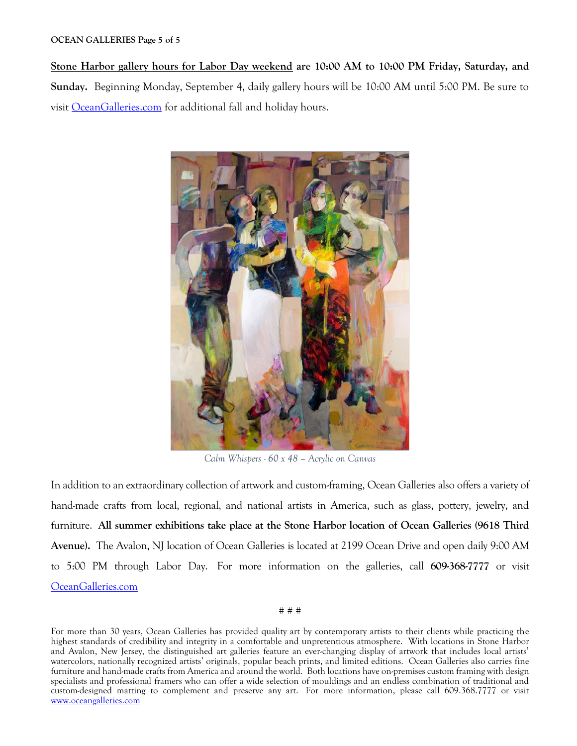**Stone Harbor gallery hours for Labor Day weekend are 10:00 AM to 10:00 PM Friday, Saturday, and Sunday.** Beginning Monday, September 4, daily gallery hours will be 10:00 AM until 5:00 PM. Be sure to visit [OceanGalleries.com](http://OceanGalleries.com) for additional fall and holiday hours.

*Calm Whispers - 60 x 48 – Acrylic on Canvas*

In addition to an extraordinary collection of artwork and custom-framing, Ocean Galleries also offers a variety of hand-made crafts from local, regional, and national artists in America, such as glass, pottery, jewelry, and furniture. **All summer exhibitions take place at the Stone Harbor location of Ocean Galleries (9618 Third Avenue).** The Avalon, NJ location of Ocean Galleries is located at 2199 Ocean Drive and open daily 9:00 AM to 5:00 PM through Labor Day. For more information on the galleries, call **609-368-7777** or visit [OceanGalleries.com](http://OceanGalleries.com)

# # #

For more than 30 years, Ocean Galleries has provided quality art by contemporary artists to their clients while practicing the highest standards of credibility and integrity in a comfortable and unpretentious atmosphere. With locations in Stone Harbor and Avalon, New Jersey, the distinguished art galleries feature an ever-changing display of artwork that includes local artists' watercolors, nationally recognized artists' originals, popular beach prints, and limited editions. Ocean Galleries also carries fine furniture and hand-made crafts from America and around the world. Both locations have on-premises custom framing with design specialists and professional framers who can offer a wide selection of mouldings and an endless combination of traditional and custom-designed matting to complement and preserve any art. For more information, please call 609.368.7777 or visit [www.oceangalleries.com](http://www.oceangalleries.com)